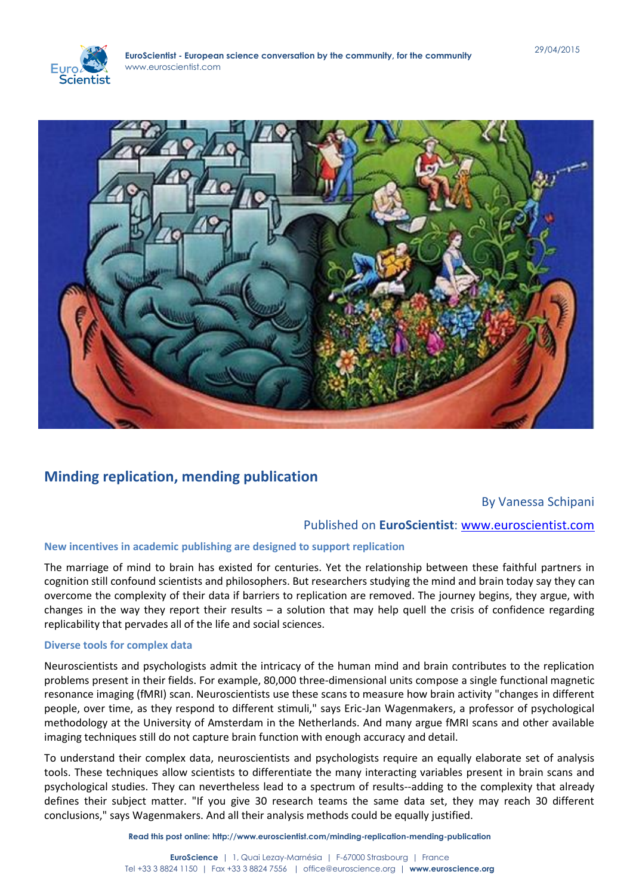# Minding replication, mending publication

By Vanessa Schipani

Published on **EuroScientist**: www.euroscientist.com

### New incentives in academic publishing are designed to support replication

The marriage of mind to brain has existed for centuries. Yet the relationship between these faithful partners in cognition still confound scientists and philosophers. But researchers studying the mind and brain today say they can overcome the complexity of their data if barriers to replication are removed. The journey begins, they argue, with changes in the way they report their results – a solution that may help quell the crisis of confidence regarding replicability that pervades all of the life and social sciences.

### Diverse tools for complex data

Neuroscientists and psychologists admit the intricacy of the human mind and brain contributes to the replication problems present in their fields. For example, 80,000 three-dimensional units compose a single functional magnetic resonance imaging (fMRI) scan. Neuroscientists use these scans to measure how brain activity "changes in different people, over time, as they respond to different stimuli," says Eric-Jan Wagenmakers, a professor of psychological methodology at the University of Amsterdam in the Netherlands. And many argue fMRI scans and other available imaging techniques still do not capture brain function with enough accuracy and detail.

To understand their complex data, neuroscientists and psychologists require an equally elaborate set of analysis tools. These techniques allow scientists to differentiate the many interacting variables present in brain scans and psychological studies. They can nevertheless lead to a spectrum of results--adding to the complexity that already defines their subject matter. "If you give 30 research teams the same data set, they may reach 30 different conclusions," says Wagenmakers. And all their analysis methods could be equally justified.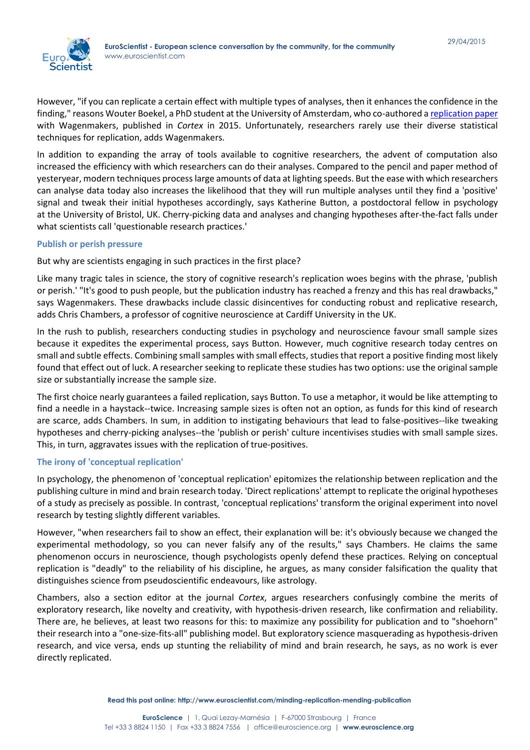However, "if you can replicate a certain effect with multiple types of analyses, then it enhances the confidence in the finding," reasons Wouter Boekel, a PhD student at the University of Amsterdam, who co-authored a [replication paper](#) with Wagenmakers, published in *Cortex* in 2015. Unfortunately, researchers rarely use their diverse statistical techniques for replication, adds Wagenmakers.

In addition to expanding the array of tools available to cognitive researchers, the advent of computation also increased the efficiency with which researchers can do their analyses. Compared to the pencil and paper method of yesteryear, modern techniques process large amounts of data at lighting speeds. But the ease with which researchers can analyse data today also increases the likelihood that they will run multiple analyses until they find a 'positive' signal and tweak their initial hypotheses accordingly, says Katherine Button, a postdoctoral fellow in psychology at the University of Bristol, UK. Cherry-picking data and analyses and changing hypotheses after-the-fact falls under what scientists call 'questionable research practices.'

### Publish or perish pressure

But why are scientists engaging in such practices in the first place?

Like many tragic tales in science, the story of cognitive research's replication woes begins with the phrase, 'publish or perish.' "It's good to push people, but the publication industry has reached a frenzy and this has real drawbacks," says Wagenmakers. These drawbacks include classic disincentives for conducting robust and replicative research, adds Chris Chambers, a professor of cognitive neuroscience at Cardiff University in the UK.

In the rush to publish, researchers conducting studies in psychology and neuroscience favour small sample sizes because it expedites the experimental process, says Button. However, much cognitive research today centres on small and subtle effects. Combining small samples with small effects, studies that report a positive finding most likely found that effect out of luck. A researcher seeking to replicate these studies has two options: use the original sample size or substantially increase the sample size.

The first choice nearly guarantees a failed replication, says Button. To use a metaphor, it would be like attempting to find a needle in a haystack--twice. Increasing sample sizes is often not an option, as funds for this kind of research are scarce, adds Chambers. In sum, in addition to instigating behaviours that lead to false-positives--like tweaking hypotheses and cherry-picking analyses--the 'publish or perish' culture incentivises studies with small sample sizes. This, in turn, aggravates issues with the replication of true-positives.

### The irony of 'conceptual replication'

In psychology, the phenomenon of 'conceptual replication' epitomizes the relationship between replication and the publishing culture in mind and brain research today. 'Direct replications' attempt to replicate the original hypotheses of a study as precisely as possible. In contrast, 'conceptual replications' transform the original experiment into novel research by testing slightly different variables.

However, "when researchers fail to show an effect, their explanation will be: it's obviously because we changed the experimental methodology, so you can never falsify any of the results," says Chambers. He claims the same phenomenon occurs in neuroscience, though psychologists openly defend these practices. Relying on conceptual replication is "deadly" to the reliability of his discipline, he argues, as many consider falsification the quality that distinguishes science from pseudoscientific endeavours, like astrology.

Chambers, also a section editor at the journal *Cortex*, argues researchers confusingly combine the merits of exploratory research, like novelty and creativity, with hypothesis-driven research, like confirmation and reliability. There are, he believes, at least two reasons for this: to maximize any possibility for publication and to "shoehorn" their research into a "one-size-fits-all" publishing model. But exploratory science masquerading as hypothesis-driven research, and vice versa, ends up stunting the reliability of mind and brain research, he says, as no work is ever directly replicated.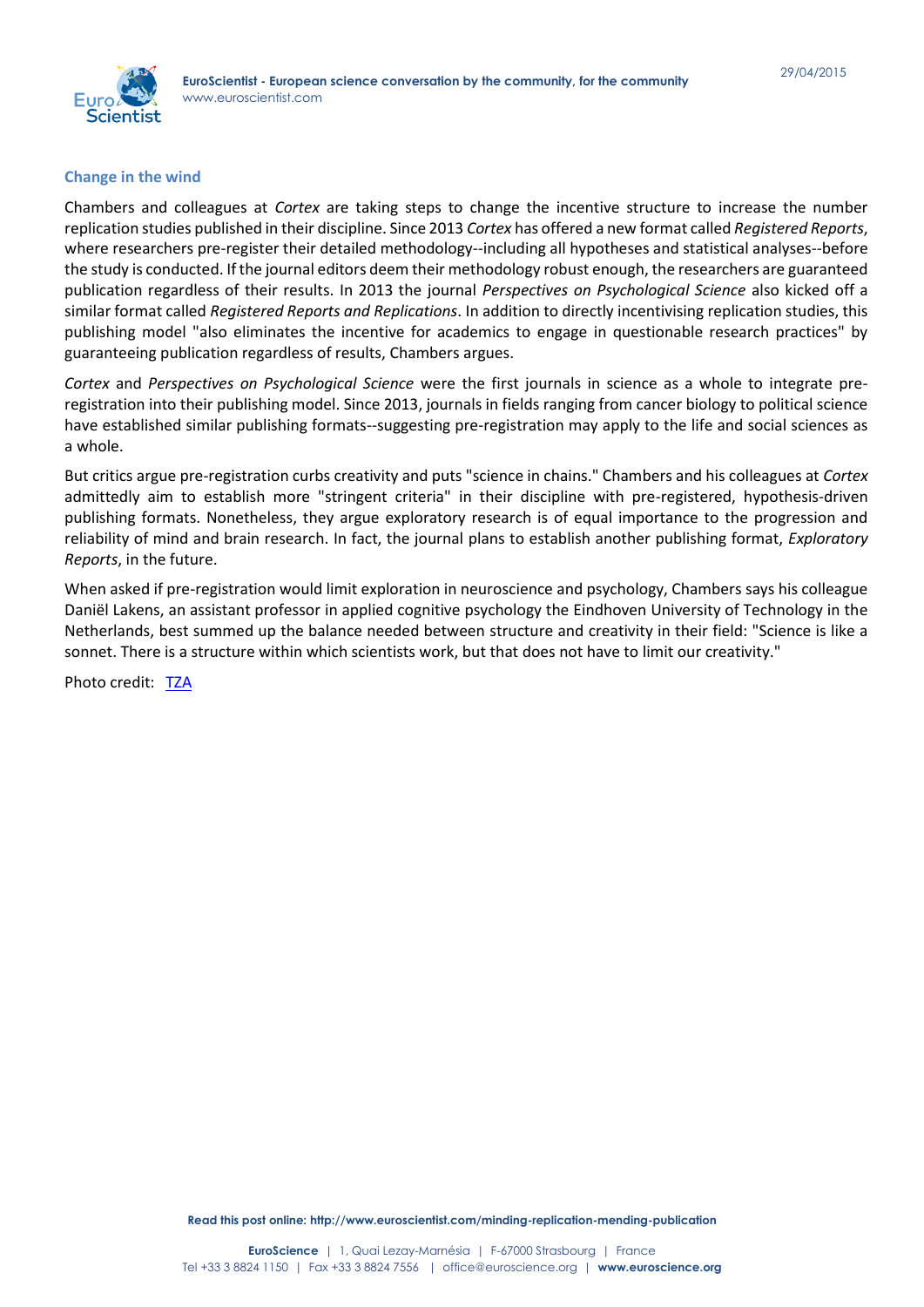### Change in the wind

Chambers and colleagues at *Cortex* are taking steps to change the incentive structure to increase the number replication studies published in their discipline. Since 2013 *Cortex* has offered a new format called *Registered Reports*, where researchers pre-register their detailed methodology--including all hypotheses and statistical analyses--before the study is conducted. If the journal editors deem their methodology robust enough, the researchers are guaranteed publication regardless of their results. In 2013 the journal *Perspectives on Psychological Science* also kicked off a similar format called *Registered Reports and Replications*. In addition to directly incentivising replication studies, this publishing model "also eliminates the incentive for academics to engage in questionable research practices" by guaranteeing publication regardless of results, Chambers argues.

*Cortex* and *Perspectives on Psychological Science* were the first journals in science as a whole to integrate pre-registration into their publishing model. Since 2013, journals in fields ranging from cancer biology to political science have established similar publishing formats--suggesting pre-registration may apply to the life and social sciences as a whole.

But critics argue pre-registration curbs creativity and puts "science in chains." Chambers and his colleagues at *Cortex* admittedly aim to establish more "stringent criteria" in their discipline with pre-registered, hypothesis-driven publishing formats. Nonetheless, they argue exploratory research is of equal importance to the progression and reliability of mind and brain research. In fact, the journal plans to establish another publishing format, *Exploratory Reports*, in the future.

When asked if pre-registration would limit exploration in neuroscience and psychology, Chambers says his colleague Daniël Lakens, an assistant professor in applied cognitive psychology the Eindhoven University of Technology in the Netherlands, best summed up the balance needed between structure and creativity in their field: "Science is like a sonnet. There is a structure within which scientists work, but that does not have to limit our creativity."

Photo credit: [TZA]